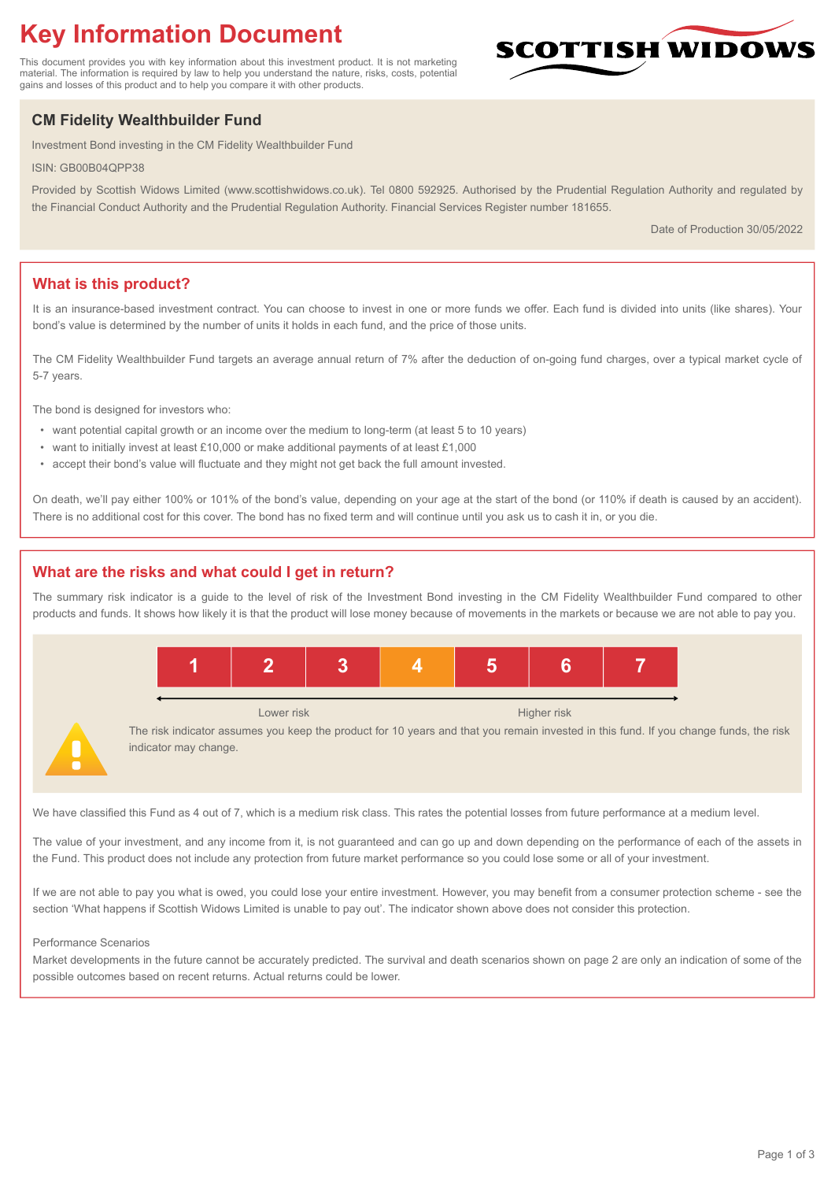# Key Information Document

This document provides you with key information about this investment product. It is not marketing material. The information is required by law to help you understand the nature, risks, costs, potential gains and losses of this product and to help you compare it with other products.

SCOTTISH WIDOWS

## CM Fidelity Wealthbuilder Fund

Investment Bond investing in the CM Fidelity Wealthbuilder Fund

ISIN: GB00B04QPP38

Provided by Scottish Widows Limited (www.scottishwidows.co.uk). Tel 0800 592925. Authorised by the Prudential Regulation Authority and regulated by the Financial Conduct Authority and the Prudential Regulation Authority. Financial Services Register number 181655.

Date of Production 30/05/2022

## What is this product?

It is an insurance-based investment contract. You can choose to invest in one or more funds we offer. Each fund is divided into units (like shares). Your bond's value is determined by the number of units it holds in each fund, and the price of those units.

The CM Fidelity Wealthbuilder Fund targets an average annual return of 7% after the deduction of on-going fund charges, over a typical market cycle of 5-7 years.

The bond is designed for investors who:

- want potential capital growth or an income over the medium to long-term (at least 5 to 10 years)
- want to initially invest at least £10,000 or make additional payments of at least £1,000
- accept their bond's value will fluctuate and they might not get back the full amount invested.

On death, we'll pay either 100% or 101% of the bond's value, depending on your age at the start of the bond (or 110% if death is caused by an accident). There is no additional cost for this cover. The bond has no fixed term and will continue until you ask us to cash it in, or you die.

## What are the risks and what could I get in return?

The summary risk indicator is a guide to the level of risk of the Investment Bond investing in the CM Fidelity Wealthbuilder Fund compared to other products and funds. It shows how likely it is that the product will lose money because of movements in the markets or because we are not able to pay you.

| 1 | 2 | 3 | **4** | 5 | 6 | 7 |
|---|---|---|---|---|---|---|

Lower risk ← → Higher risk

The risk indicator assumes you keep the product for 10 years and that you remain invested in this fund. If you change funds, the risk indicator may change.

We have classified this Fund as 4 out of 7, which is a medium risk class. This rates the potential losses from future performance at a medium level.

The value of your investment, and any income from it, is not guaranteed and can go up and down depending on the performance of each of the assets in the Fund. This product does not include any protection from future market performance so you could lose some or all of your investment.

If we are not able to pay you what is owed, you could lose your entire investment. However, you may benefit from a consumer protection scheme - see the section 'What happens if Scottish Widows Limited is unable to pay out'. The indicator shown above does not consider this protection.

Performance Scenarios

Market developments in the future cannot be accurately predicted. The survival and death scenarios shown on page 2 are only an indication of some of the possible outcomes based on recent returns. Actual returns could be lower.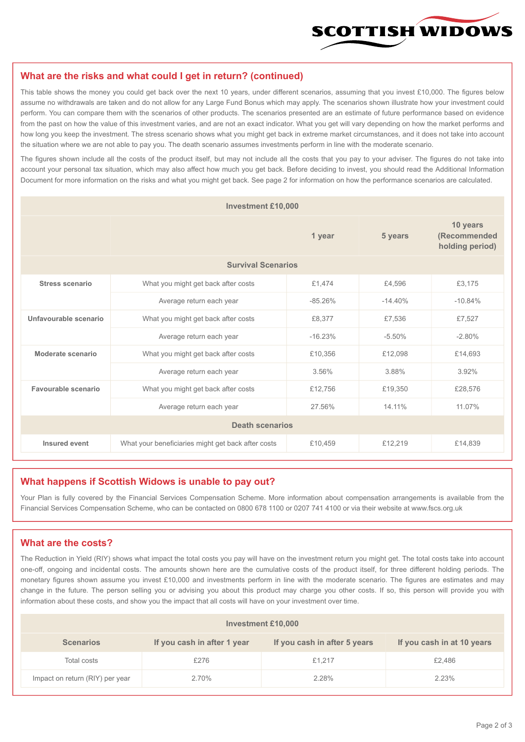## What are the risks and what could I get in return? (continued)

This table shows the money you could get back over the next 10 years, under different scenarios, assuming that you invest £10,000. The figures below assume no withdrawals are taken and do not allow for any Large Fund Bonus which may apply. The scenarios shown illustrate how your investment could perform. You can compare them with the scenarios of other products. The scenarios presented are an estimate of future performance based on evidence from the past on how the value of this investment varies, and are not an exact indicator. What you get will vary depending on how the market performs and how long you keep the investment. The stress scenario shows what you might get back in extreme market circumstances, and it does not take into account the situation where we are not able to pay you. The death scenario assumes investments perform in line with the moderate scenario.

The figures shown include all the costs of the product itself, but may not include all the costs that you pay to your adviser. The figures do not take into account your personal tax situation, which may also affect how much you get back. Before deciding to invest, you should read the Additional Information Document for more information on the risks and what you might get back. See page 2 for information on how the performance scenarios are calculated.

| Investment £10,000 | | | | |
|---|---|---|---|---|
| | | 1 year | 5 years | 10 years (Recommended holding period) |
| **Survival Scenarios** | | | | |
| **Stress scenario** | What you might get back after costs | £1,474 | £4,596 | £3,175 |
| | Average return each year | -85.26% | -14.40% | -10.84% |
| **Unfavourable scenario** | What you might get back after costs | £8,377 | £7,536 | £7,527 |
| | Average return each year | -16.23% | -5.50% | -2.80% |
| **Moderate scenario** | What you might get back after costs | £10,356 | £12,098 | £14,693 |
| | Average return each year | 3.56% | 3.88% | 3.92% |
| **Favourable scenario** | What you might get back after costs | £12,756 | £19,350 | £28,576 |
| | Average return each year | 27.56% | 14.11% | 11.07% |
| **Death scenarios** | | | | |
| **Insured event** | What your beneficiaries might get back after costs | £10,459 | £12,219 | £14,839 |

## What happens if Scottish Widows is unable to pay out?

Your Plan is fully covered by the Financial Services Compensation Scheme. More information about compensation arrangements is available from the Financial Services Compensation Scheme, who can be contacted on 0800 678 1100 or 0207 741 4100 or via their website at www.fscs.org.uk

## What are the costs?

The Reduction in Yield (RIY) shows what impact the total costs you pay will have on the investment return you might get. The total costs take into account one-off, ongoing and incidental costs. The amounts shown here are the cumulative costs of the product itself, for three different holding periods. The monetary figures shown assume you invest £10,000 and investments perform in line with the moderate scenario. The figures are estimates and may change in the future. The person selling you or advising you about this product may charge you other costs. If so, this person will provide you with information about these costs, and show you the impact that all costs will have on your investment over time.

| Investment £10,000 | | | |
|---|---|---|---|
| **Scenarios** | **If you cash in after 1 year** | **If you cash in after 5 years** | **If you cash in at 10 years** |
| Total costs | £276 | £1,217 | £2,486 |
| Impact on return (RIY) per year | 2.70% | 2.28% | 2.23% |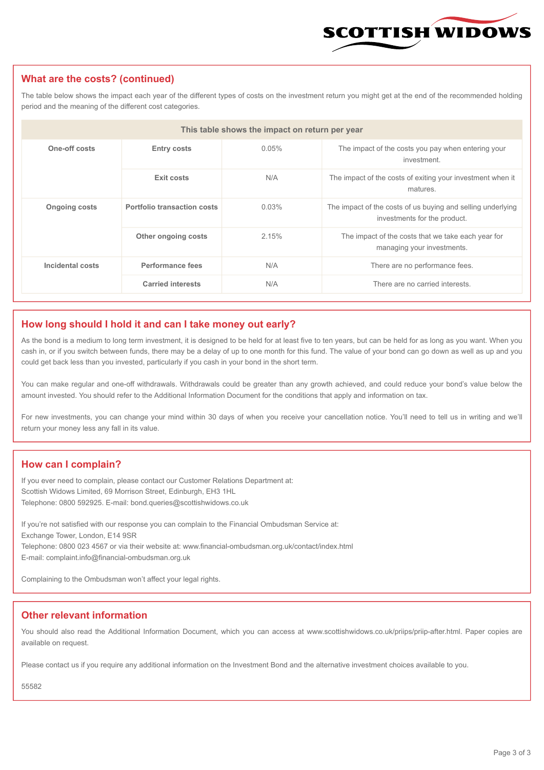## What are the costs? (continued)

The table below shows the impact each year of the different types of costs on the investment return you might get at the end of the recommended holding period and the meaning of the different cost categories.

| This table shows the impact on return per year | | | |
|---|---|---|---|
| **One-off costs** | **Entry costs** | 0.05% | The impact of the costs you pay when entering your investment. |
| | **Exit costs** | N/A | The impact of the costs of exiting your investment when it matures. |
| **Ongoing costs** | **Portfolio transaction costs** | 0.03% | The impact of the costs of us buying and selling underlying investments for the product. |
| | **Other ongoing costs** | 2.15% | The impact of the costs that we take each year for managing your investments. |
| **Incidental costs** | **Performance fees** | N/A | There are no performance fees. |
| | **Carried interests** | N/A | There are no carried interests. |

## How long should I hold it and can I take money out early?

As the bond is a medium to long term investment, it is designed to be held for at least five to ten years, but can be held for as long as you want. When you cash in, or if you switch between funds, there may be a delay of up to one month for this fund. The value of your bond can go down as well as up and you could get back less than you invested, particularly if you cash in your bond in the short term.

You can make regular and one-off withdrawals. Withdrawals could be greater than any growth achieved, and could reduce your bond's value below the amount invested. You should refer to the Additional Information Document for the conditions that apply and information on tax.

For new investments, you can change your mind within 30 days of when you receive your cancellation notice. You'll need to tell us in writing and we'll return your money less any fall in its value.

## How can I complain?

If you ever need to complain, please contact our Customer Relations Department at:
Scottish Widows Limited, 69 Morrison Street, Edinburgh, EH3 1HL
Telephone: 0800 592925. E-mail: bond.queries@scottishwidows.co.uk

If you're not satisfied with our response you can complain to the Financial Ombudsman Service at:
Exchange Tower, London, E14 9SR
Telephone: 0800 023 4567 or via their website at: www.financial-ombudsman.org.uk/contact/index.html
E-mail: complaint.info@financial-ombudsman.org.uk

Complaining to the Ombudsman won't affect your legal rights.

## Other relevant information

You should also read the Additional Information Document, which you can access at www.scottishwidows.co.uk/priips/priip-after.html. Paper copies are available on request.

Please contact us if you require any additional information on the Investment Bond and the alternative investment choices available to you.

55582